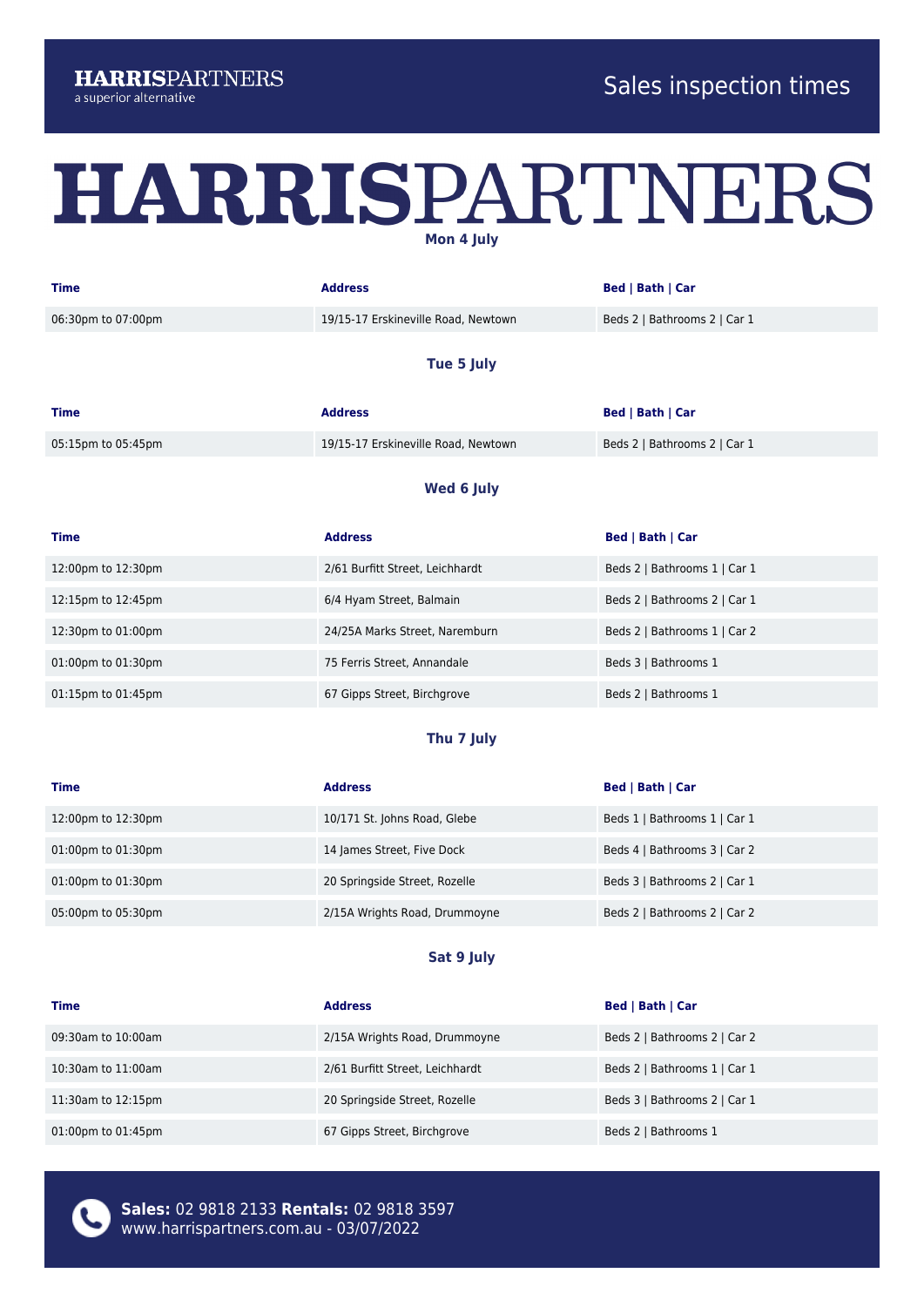**HARRIS**PARTNERS
a superior alternative

Sales inspection times

# HARRISPARTNERS

## Mon 4 July

| Time | Address | Bed \| Bath \| Car |
|---|---|---|
| 06:30pm to 07:00pm | 19/15-17 Erskineville Road, Newtown | Beds 2 \| Bathrooms 2 \| Car 1 |

## Tue 5 July

| Time | Address | Bed \| Bath \| Car |
|---|---|---|
| 05:15pm to 05:45pm | 19/15-17 Erskineville Road, Newtown | Beds 2 \| Bathrooms 2 \| Car 1 |

## Wed 6 July

| Time | Address | Bed \| Bath \| Car |
|---|---|---|
| 12:00pm to 12:30pm | 2/61 Burfitt Street, Leichhardt | Beds 2 \| Bathrooms 1 \| Car 1 |
| 12:15pm to 12:45pm | 6/4 Hyam Street, Balmain | Beds 2 \| Bathrooms 2 \| Car 1 |
| 12:30pm to 01:00pm | 24/25A Marks Street, Naremburn | Beds 2 \| Bathrooms 1 \| Car 2 |
| 01:00pm to 01:30pm | 75 Ferris Street, Annandale | Beds 3 \| Bathrooms 1 |
| 01:15pm to 01:45pm | 67 Gipps Street, Birchgrove | Beds 2 \| Bathrooms 1 |

## Thu 7 July

| Time | Address | Bed \| Bath \| Car |
|---|---|---|
| 12:00pm to 12:30pm | 10/171 St. Johns Road, Glebe | Beds 1 \| Bathrooms 1 \| Car 1 |
| 01:00pm to 01:30pm | 14 James Street, Five Dock | Beds 4 \| Bathrooms 3 \| Car 2 |
| 01:00pm to 01:30pm | 20 Springside Street, Rozelle | Beds 3 \| Bathrooms 2 \| Car 1 |
| 05:00pm to 05:30pm | 2/15A Wrights Road, Drummoyne | Beds 2 \| Bathrooms 2 \| Car 2 |

## Sat 9 July

| Time | Address | Bed \| Bath \| Car |
|---|---|---|
| 09:30am to 10:00am | 2/15A Wrights Road, Drummoyne | Beds 2 \| Bathrooms 2 \| Car 2 |
| 10:30am to 11:00am | 2/61 Burfitt Street, Leichhardt | Beds 2 \| Bathrooms 1 \| Car 1 |
| 11:30am to 12:15pm | 20 Springside Street, Rozelle | Beds 3 \| Bathrooms 2 \| Car 1 |
| 01:00pm to 01:45pm | 67 Gipps Street, Birchgrove | Beds 2 \| Bathrooms 1 |

**Sales:** 02 9818 2133 **Rentals:** 02 9818 3597
www.harrispartners.com.au - 03/07/2022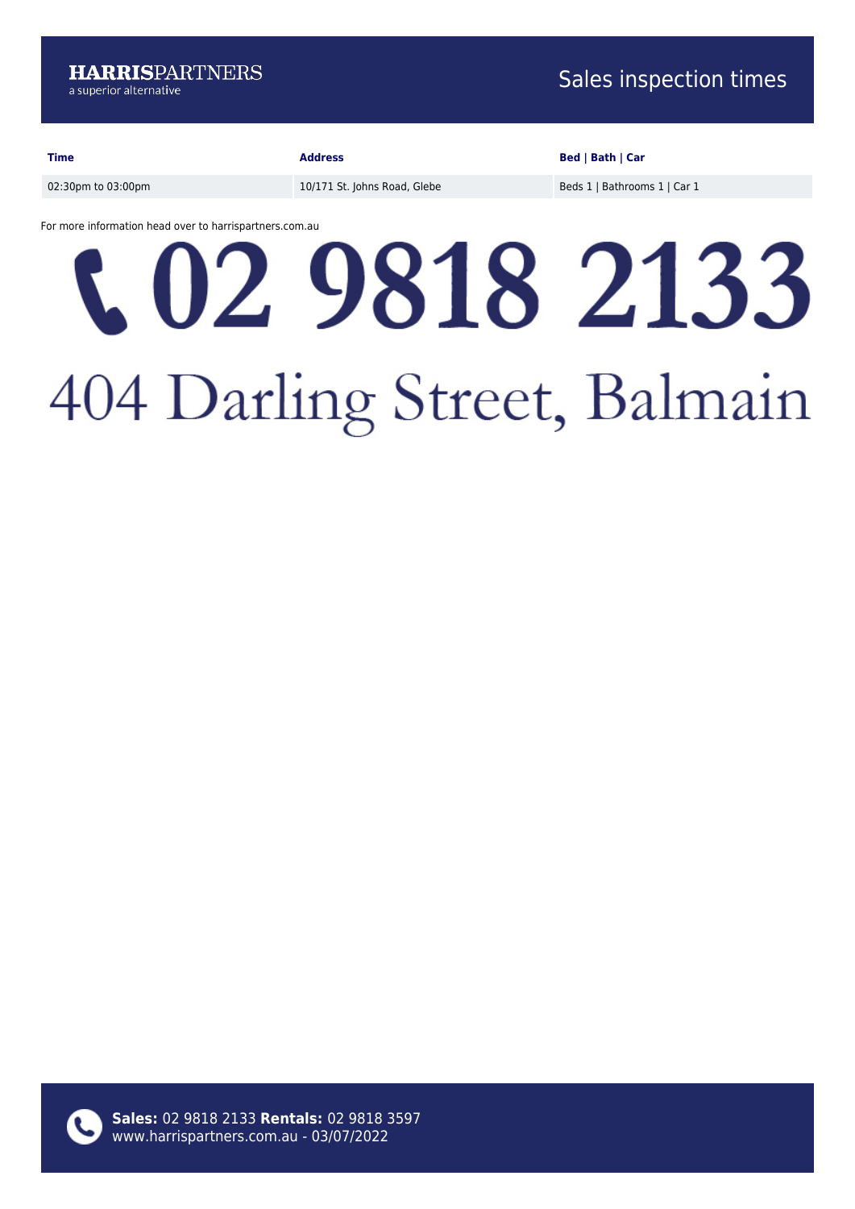**HARRIS**PARTNERS
a superior alternative

# Sales inspection times

| Time | Address | Bed \| Bath \| Car |
|---|---|---|
| 02:30pm to 03:00pm | 10/171 St. Johns Road, Glebe | Beds 1 \| Bathrooms 1 \| Car 1 |

For more information head over to harrispartners.com.au

# 02 9818 2133

## 404 Darling Street, Balmain

**Sales:** 02 9818 2133 **Rentals:** 02 9818 3597
www.harrispartners.com.au - 03/07/2022